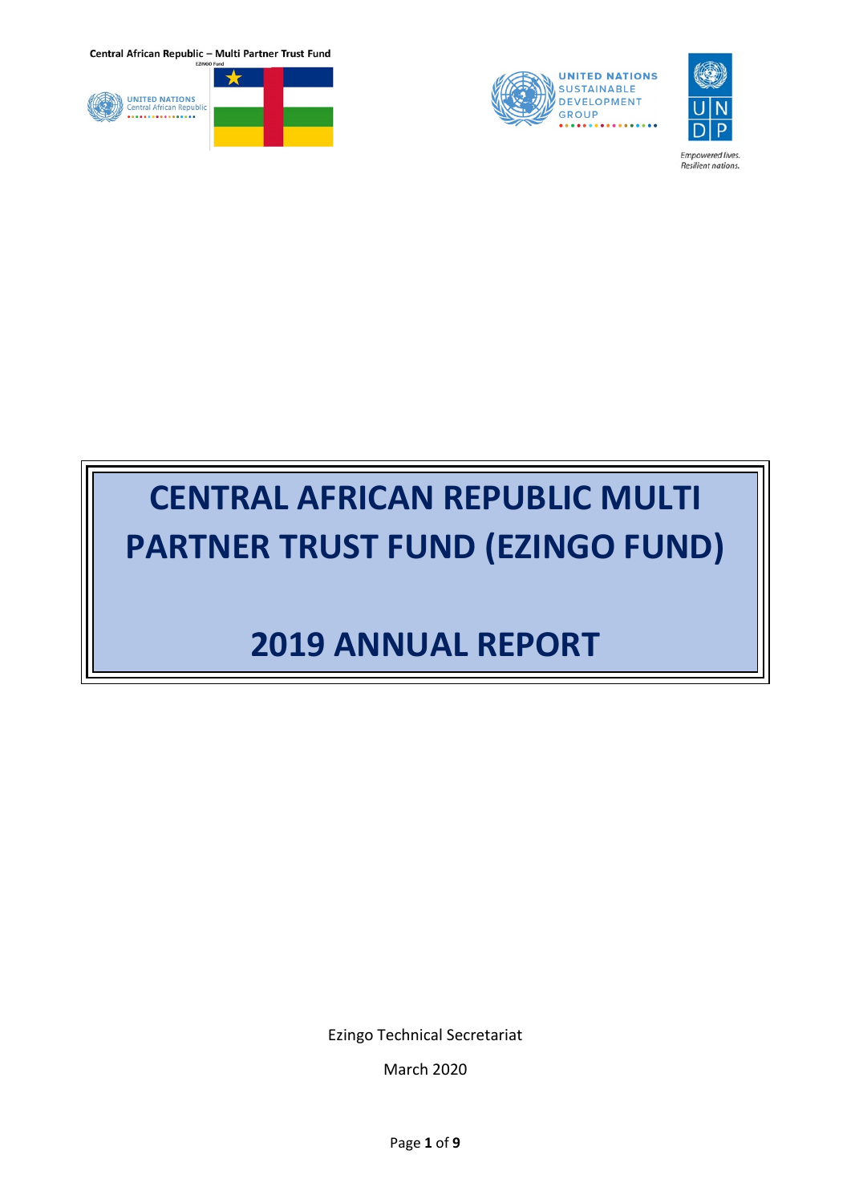Central African Republic – Multi Partner Trust Fund

EZINGO Fund

UNITED NATIONS Central African Republic

UNITED NATIONS SUSTAINABLE DEVELOPMENT GROUP

UNDP

Empowered lives. Resilient nations.

# CENTRAL AFRICAN REPUBLIC MULTI PARTNER TRUST FUND (EZINGO FUND)

# 2019 ANNUAL REPORT

Ezingo Technical Secretariat

March 2020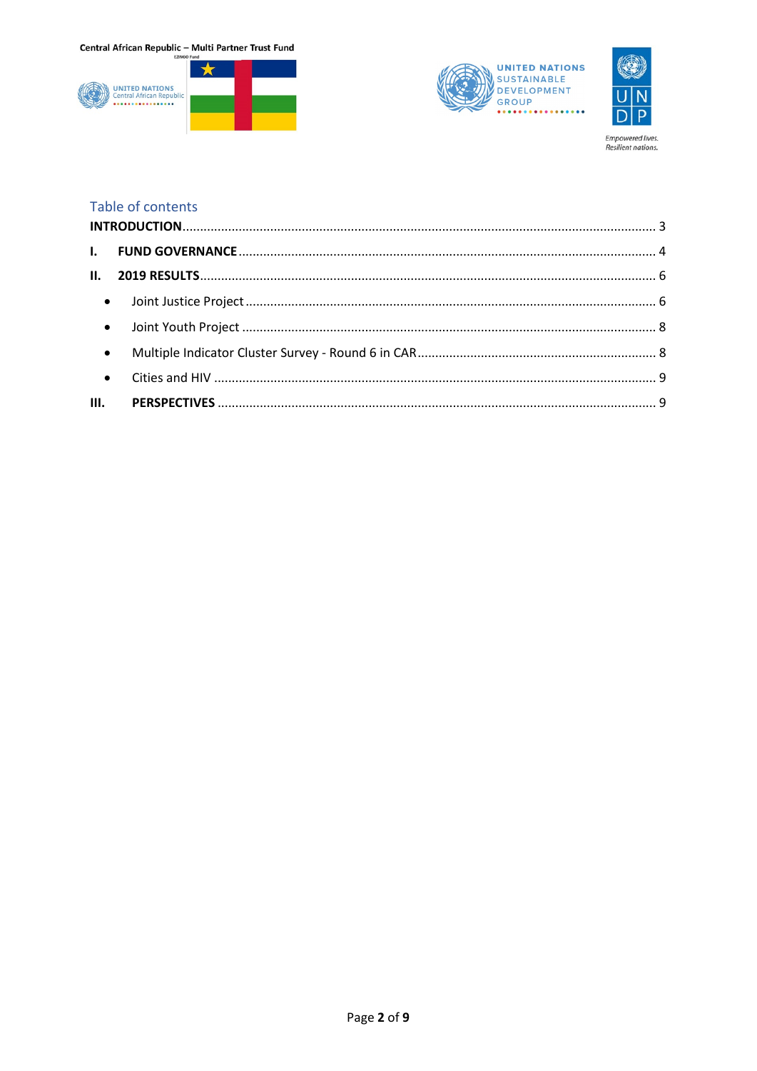## Table of contents

**INTRODUCTION** ..................................................................................................................................... 3

**I. FUND GOVERNANCE** ..................................................................................................................... 4

**II. 2019 RESULTS** ................................................................................................................................. 6

- Joint Justice Project ................................................................................................................... 6
- Joint Youth Project .................................................................................................................... 8
- Multiple Indicator Cluster Survey - Round 6 in CAR .................................................................... 8
- Cities and HIV ............................................................................................................................ 9

**III. PERSPECTIVES** ............................................................................................................................ 9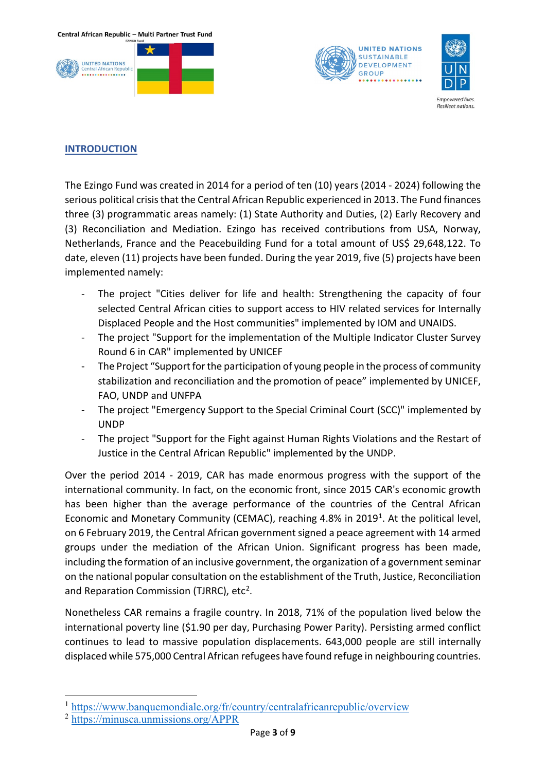## INTRODUCTION

The Ezingo Fund was created in 2014 for a period of ten (10) years (2014 - 2024) following the serious political crisis that the Central African Republic experienced in 2013. The Fund finances three (3) programmatic areas namely: (1) State Authority and Duties, (2) Early Recovery and (3) Reconciliation and Mediation. Ezingo has received contributions from USA, Norway, Netherlands, France and the Peacebuilding Fund for a total amount of US$ 29,648,122. To date, eleven (11) projects have been funded. During the year 2019, five (5) projects have been implemented namely:

- The project "Cities deliver for life and health: Strengthening the capacity of four selected Central African cities to support access to HIV related services for Internally Displaced People and the Host communities" implemented by IOM and UNAIDS.
- The project "Support for the implementation of the Multiple Indicator Cluster Survey Round 6 in CAR" implemented by UNICEF
- The Project "Support for the participation of young people in the process of community stabilization and reconciliation and the promotion of peace" implemented by UNICEF, FAO, UNDP and UNFPA
- The project "Emergency Support to the Special Criminal Court (SCC)" implemented by UNDP
- The project "Support for the Fight against Human Rights Violations and the Restart of Justice in the Central African Republic" implemented by the UNDP.

Over the period 2014 - 2019, CAR has made enormous progress with the support of the international community. In fact, on the economic front, since 2015 CAR's economic growth has been higher than the average performance of the countries of the Central African Economic and Monetary Community (CEMAC), reaching 4.8% in 2019[1]. At the political level, on 6 February 2019, the Central African government signed a peace agreement with 14 armed groups under the mediation of the African Union. Significant progress has been made, including the formation of an inclusive government, the organization of a government seminar on the national popular consultation on the establishment of the Truth, Justice, Reconciliation and Reparation Commission (TJRRC), etc[2].

Nonetheless CAR remains a fragile country. In 2018, 71% of the population lived below the international poverty line ($1.90 per day, Purchasing Power Parity). Persisting armed conflict continues to lead to massive population displacements. 643,000 people are still internally displaced while 575,000 Central African refugees have found refuge in neighbouring countries.

[1] https://www.banquemondiale.org/fr/country/centralafricanrepublic/overview

[2] https://minusca.unmissions.org/APPR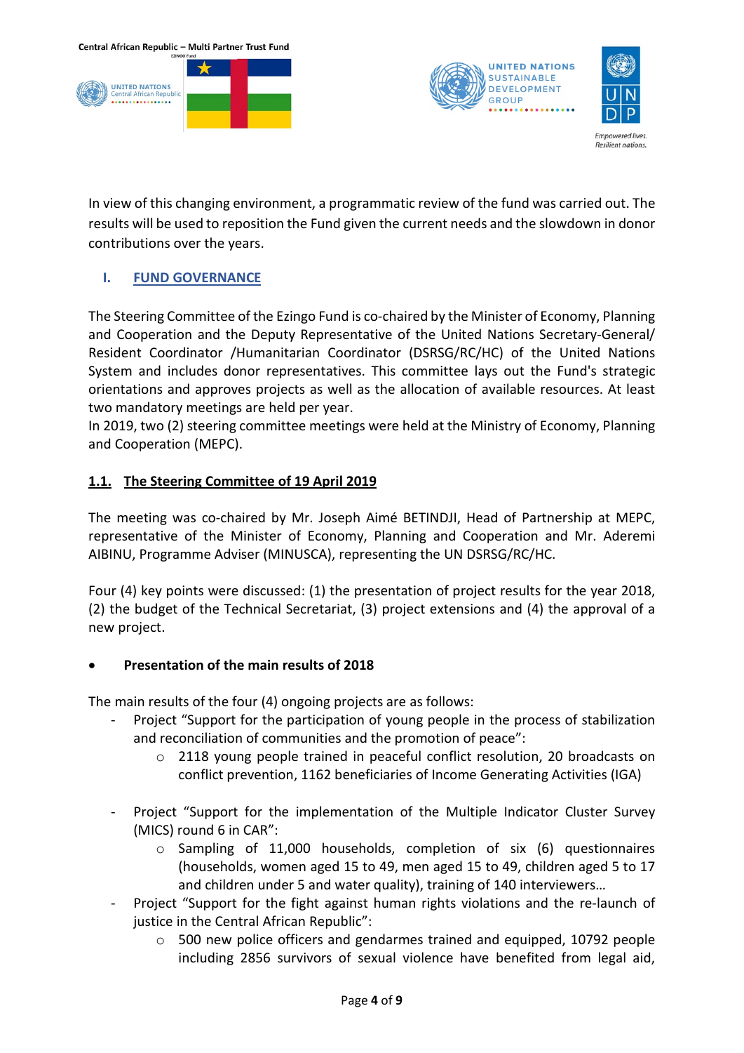In view of this changing environment, a programmatic review of the fund was carried out. The results will be used to reposition the Fund given the current needs and the slowdown in donor contributions over the years.

## I. FUND GOVERNANCE

The Steering Committee of the Ezingo Fund is co-chaired by the Minister of Economy, Planning and Cooperation and the Deputy Representative of the United Nations Secretary-General/ Resident Coordinator /Humanitarian Coordinator (DSRSG/RC/HC) of the United Nations System and includes donor representatives. This committee lays out the Fund's strategic orientations and approves projects as well as the allocation of available resources. At least two mandatory meetings are held per year.
In 2019, two (2) steering committee meetings were held at the Ministry of Economy, Planning and Cooperation (MEPC).

### 1.1. The Steering Committee of 19 April 2019

The meeting was co-chaired by Mr. Joseph Aimé BETINDJI, Head of Partnership at MEPC, representative of the Minister of Economy, Planning and Cooperation and Mr. Aderemi AIBINU, Programme Adviser (MINUSCA), representing the UN DSRSG/RC/HC.

Four (4) key points were discussed: (1) the presentation of project results for the year 2018, (2) the budget of the Technical Secretariat, (3) project extensions and (4) the approval of a new project.

- **Presentation of the main results of 2018**

The main results of the four (4) ongoing projects are as follows:

- Project "Support for the participation of young people in the process of stabilization and reconciliation of communities and the promotion of peace":
  - 2118 young people trained in peaceful conflict resolution, 20 broadcasts on conflict prevention, 1162 beneficiaries of Income Generating Activities (IGA)
- Project "Support for the implementation of the Multiple Indicator Cluster Survey (MICS) round 6 in CAR":
  - Sampling of 11,000 households, completion of six (6) questionnaires (households, women aged 15 to 49, men aged 15 to 49, children aged 5 to 17 and children under 5 and water quality), training of 140 interviewers…
- Project "Support for the fight against human rights violations and the re-launch of justice in the Central African Republic":
  - 500 new police officers and gendarmes trained and equipped, 10792 people including 2856 survivors of sexual violence have benefited from legal aid,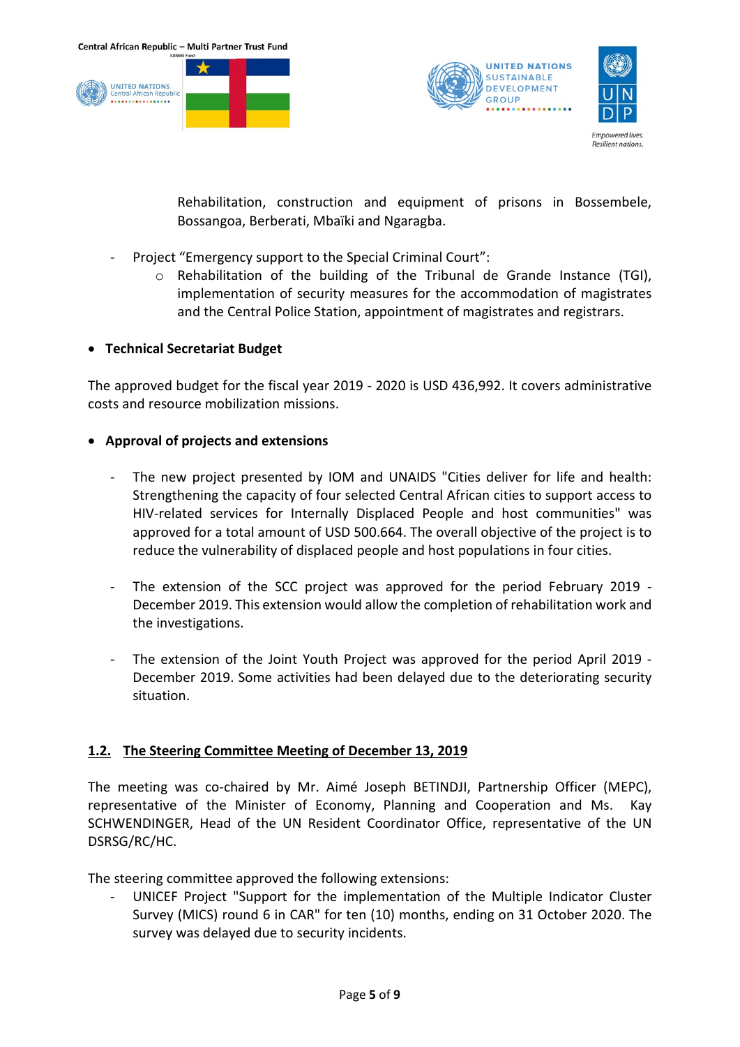Rehabilitation, construction and equipment of prisons in Bossembele, Bossangoa, Berberati, Mbaïki and Ngaragba.

- Project "Emergency support to the Special Criminal Court":
    - Rehabilitation of the building of the Tribunal de Grande Instance (TGI), implementation of security measures for the accommodation of magistrates and the Central Police Station, appointment of magistrates and registrars.

- **Technical Secretariat Budget**

The approved budget for the fiscal year 2019 - 2020 is USD 436,992. It covers administrative costs and resource mobilization missions.

- **Approval of projects and extensions**

    - The new project presented by IOM and UNAIDS "Cities deliver for life and health: Strengthening the capacity of four selected Central African cities to support access to HIV-related services for Internally Displaced People and host communities" was approved for a total amount of USD 500.664. The overall objective of the project is to reduce the vulnerability of displaced people and host populations in four cities.

    - The extension of the SCC project was approved for the period February 2019 - December 2019. This extension would allow the completion of rehabilitation work and the investigations.

    - The extension of the Joint Youth Project was approved for the period April 2019 - December 2019. Some activities had been delayed due to the deteriorating security situation.

## 1.2. The Steering Committee Meeting of December 13, 2019

The meeting was co-chaired by Mr. Aimé Joseph BETINDJI, Partnership Officer (MEPC), representative of the Minister of Economy, Planning and Cooperation and Ms. Kay SCHWENDINGER, Head of the UN Resident Coordinator Office, representative of the UN DSRSG/RC/HC.

The steering committee approved the following extensions:

- UNICEF Project "Support for the implementation of the Multiple Indicator Cluster Survey (MICS) round 6 in CAR" for ten (10) months, ending on 31 October 2020. The survey was delayed due to security incidents.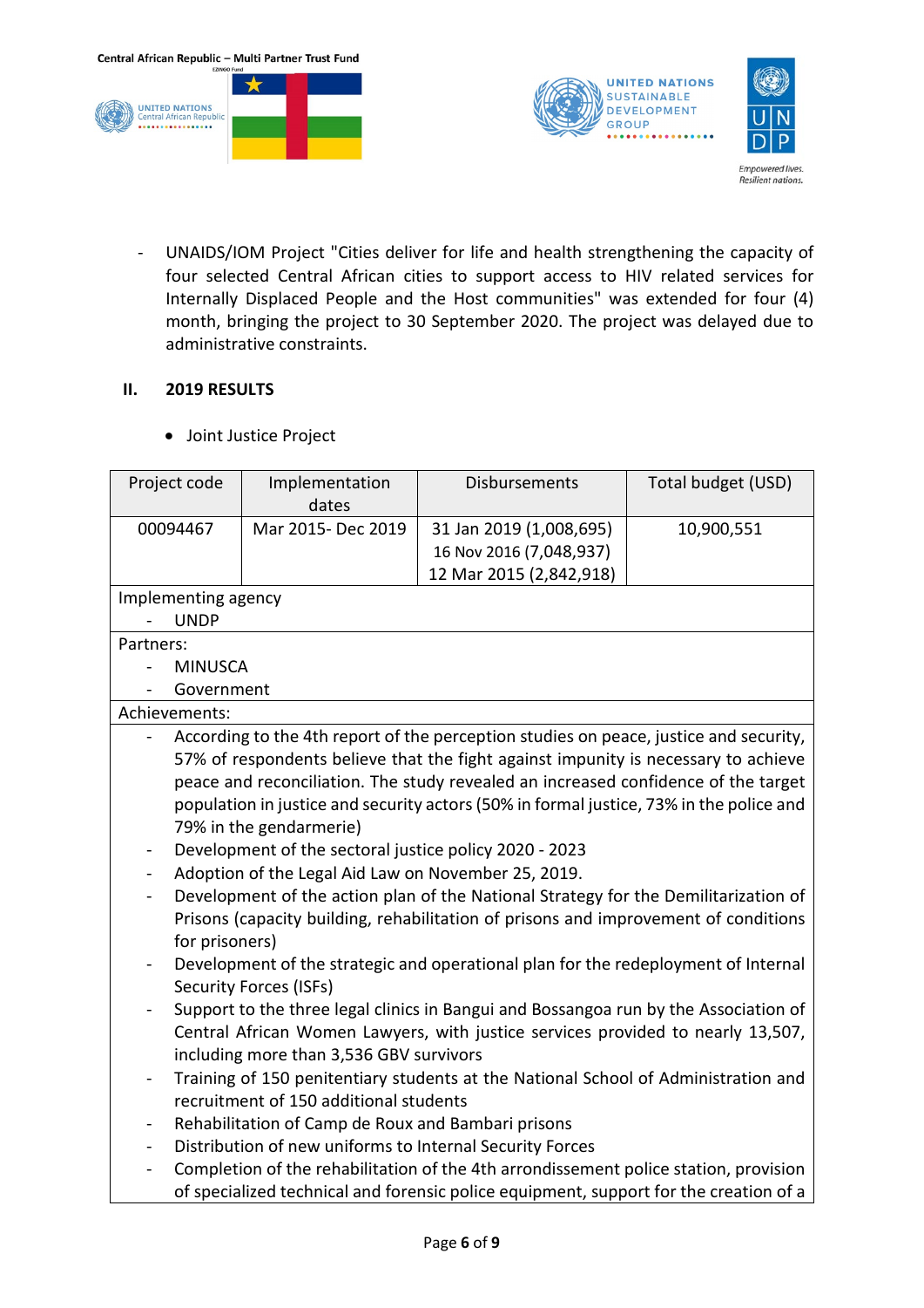- UNAIDS/IOM Project "Cities deliver for life and health strengthening the capacity of four selected Central African cities to support access to HIV related services for Internally Displaced People and the Host communities" was extended for four (4) month, bringing the project to 30 September 2020. The project was delayed due to administrative constraints.

## II. 2019 RESULTS

- Joint Justice Project

| Project code | Implementation dates | Disbursements | Total budget (USD) |
|---|---|---|---|
| 00094467 | Mar 2015- Dec 2019 | 31 Jan 2019 (1,008,695)<br>16 Nov 2016 (7,048,937)<br>12 Mar 2015 (2,842,918) | 10,900,551 |
| Implementing agency<br>- UNDP | | | |
| Partners:<br>- MINUSCA<br>- Government | | | |
| Achievements:<br>- According to the 4th report of the perception studies on peace, justice and security, 57% of respondents believe that the fight against impunity is necessary to achieve peace and reconciliation. The study revealed an increased confidence of the target population in justice and security actors (50% in formal justice, 73% in the police and 79% in the gendarmerie)<br>- Development of the sectoral justice policy 2020 - 2023<br>- Adoption of the Legal Aid Law on November 25, 2019.<br>- Development of the action plan of the National Strategy for the Demilitarization of Prisons (capacity building, rehabilitation of prisons and improvement of conditions for prisoners)<br>- Development of the strategic and operational plan for the redeployment of Internal Security Forces (ISFs)<br>- Support to the three legal clinics in Bangui and Bossangoa run by the Association of Central African Women Lawyers, with justice services provided to nearly 13,507, including more than 3,536 GBV survivors<br>- Training of 150 penitentiary students at the National School of Administration and recruitment of 150 additional students<br>- Rehabilitation of Camp de Roux and Bambari prisons<br>- Distribution of new uniforms to Internal Security Forces<br>- Completion of the rehabilitation of the 4th arrondissement police station, provision of specialized technical and forensic police equipment, support for the creation of a | | | |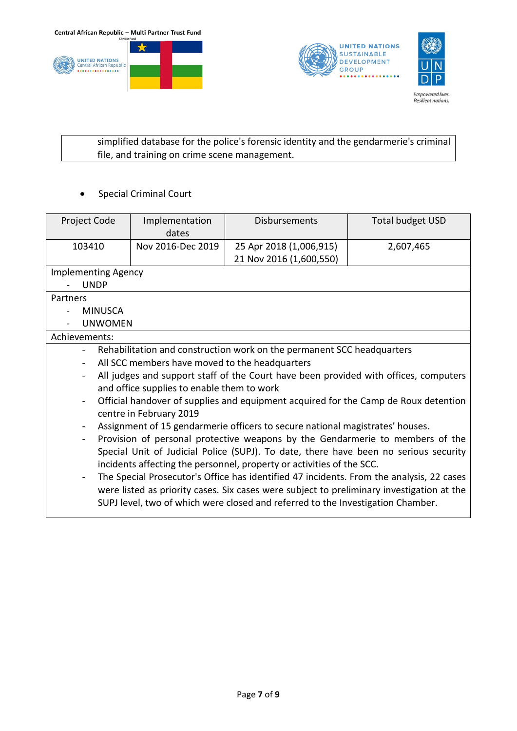| simplified database for the police's forensic identity and the gendarmerie's criminal file, and training on crime scene management. |
|---|

- Special Criminal Court

| Project Code | Implementation dates | Disbursements | Total budget USD |
|---|---|---|---|
| 103410 | Nov 2016-Dec 2019 | 25 Apr 2018 (1,006,915)<br>21 Nov 2016 (1,600,550) | 2,607,465 |
| Implementing Agency<br>- UNDP | | | |
| Partners<br>- MINUSCA<br>- UNWOMEN | | | |
| Achievements: | | | |
| - Rehabilitation and construction work on the permanent SCC headquarters<br>- All SCC members have moved to the headquarters<br>- All judges and support staff of the Court have been provided with offices, computers and office supplies to enable them to work<br>- Official handover of supplies and equipment acquired for the Camp de Roux detention centre in February 2019<br>- Assignment of 15 gendarmerie officers to secure national magistrates' houses.<br>- Provision of personal protective weapons by the Gendarmerie to members of the Special Unit of Judicial Police (SUPJ). To date, there have been no serious security incidents affecting the personnel, property or activities of the SCC.<br>- The Special Prosecutor's Office has identified 47 incidents. From the analysis, 22 cases were listed as priority cases. Six cases were subject to preliminary investigation at the SUPJ level, two of which were closed and referred to the Investigation Chamber. | | | |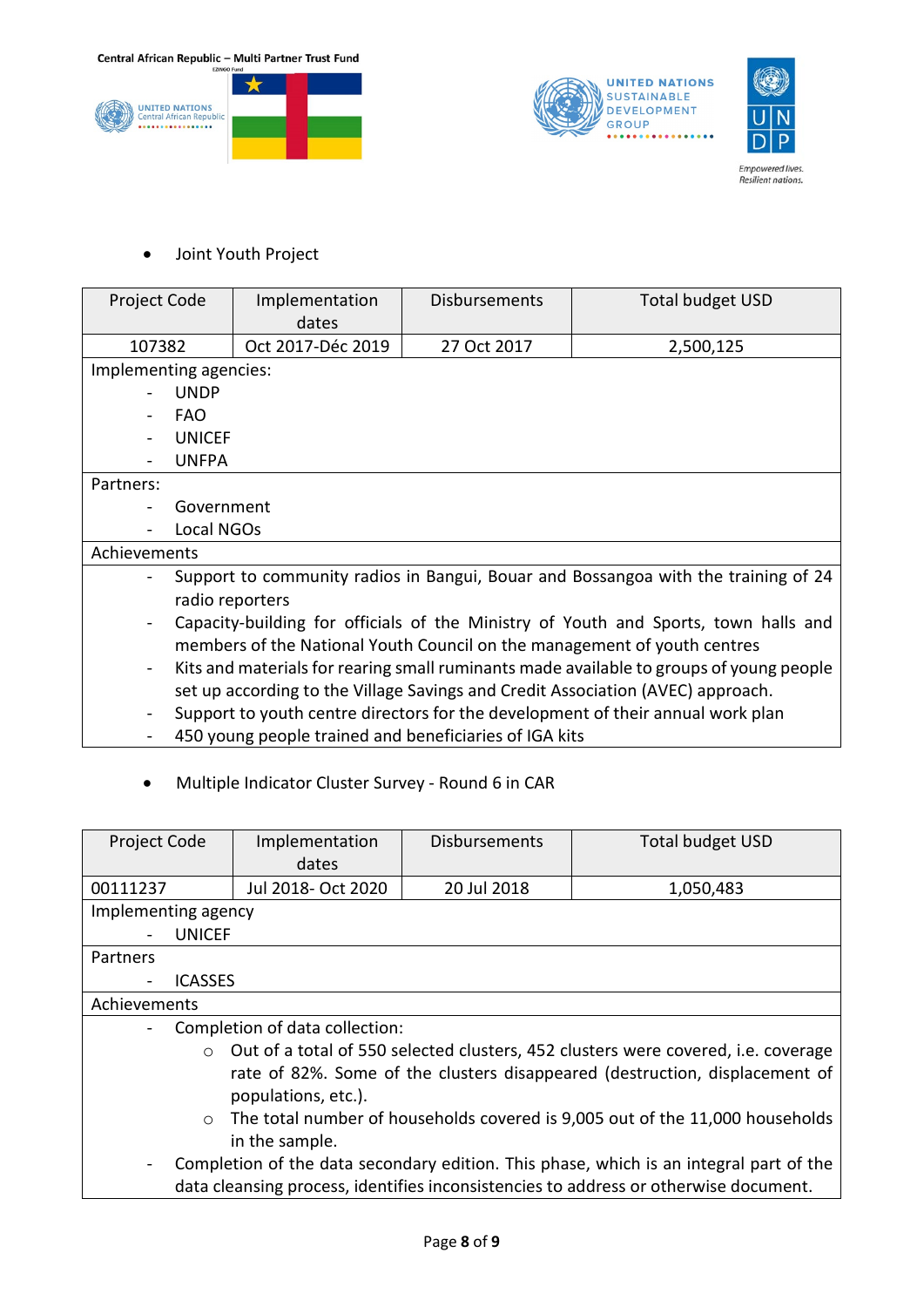- Joint Youth Project

| Project Code | Implementation dates | Disbursements | Total budget USD |
|---|---|---|---|
| 107382 | Oct 2017-Déc 2019 | 27 Oct 2017 | 2,500,125 |
| Implementing agencies:<br>- UNDP<br>- FAO<br>- UNICEF<br>- UNFPA | | | |
| Partners:<br>- Government<br>- Local NGOs | | | |
| Achievements | | | |
| - Support to community radios in Bangui, Bouar and Bossangoa with the training of 24 radio reporters<br>- Capacity-building for officials of the Ministry of Youth and Sports, town halls and members of the National Youth Council on the management of youth centres<br>- Kits and materials for rearing small ruminants made available to groups of young people set up according to the Village Savings and Credit Association (AVEC) approach.<br>- Support to youth centre directors for the development of their annual work plan<br>- 450 young people trained and beneficiaries of IGA kits | | | |

- Multiple Indicator Cluster Survey - Round 6 in CAR

| Project Code | Implementation dates | Disbursements | Total budget USD |
|---|---|---|---|
| 00111237 | Jul 2018- Oct 2020 | 20 Jul 2018 | 1,050,483 |
| Implementing agency<br>- UNICEF | | | |
| Partners<br>- ICASSES | | | |
| Achievements | | | |
| - Completion of data collection:<br>  ○ Out of a total of 550 selected clusters, 452 clusters were covered, i.e. coverage rate of 82%. Some of the clusters disappeared (destruction, displacement of populations, etc.).<br>  ○ The total number of households covered is 9,005 out of the 11,000 households in the sample.<br>- Completion of the data secondary edition. This phase, which is an integral part of the data cleansing process, identifies inconsistencies to address or otherwise document. | | | |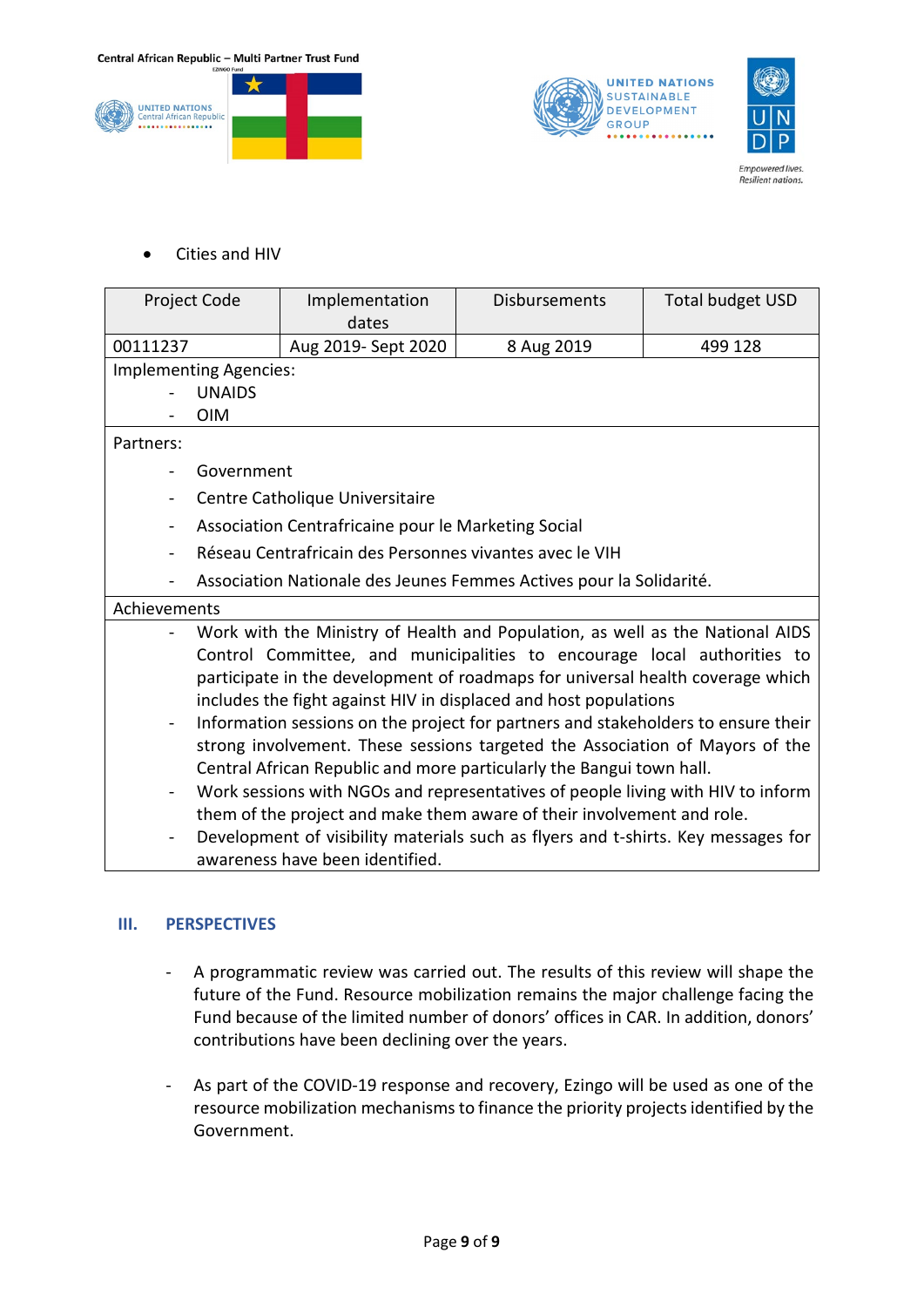- Cities and HIV

| Project Code | Implementation dates | Disbursements | Total budget USD |
|---|---|---|---|
| 00111237 | Aug 2019- Sept 2020 | 8 Aug 2019 | 499 128 |
| Implementing Agencies:<br>- UNAIDS<br>- OIM | | | |
| Partners:<br>- Government<br>- Centre Catholique Universitaire<br>- Association Centrafricaine pour le Marketing Social<br>- Réseau Centrafricain des Personnes vivantes avec le VIH<br>- Association Nationale des Jeunes Femmes Actives pour la Solidarité. | | | |
| Achievements | | | |
| - Work with the Ministry of Health and Population, as well as the National AIDS Control Committee, and municipalities to encourage local authorities to participate in the development of roadmaps for universal health coverage which includes the fight against HIV in displaced and host populations<br>- Information sessions on the project for partners and stakeholders to ensure their strong involvement. These sessions targeted the Association of Mayors of the Central African Republic and more particularly the Bangui town hall.<br>- Work sessions with NGOs and representatives of people living with HIV to inform them of the project and make them aware of their involvement and role.<br>- Development of visibility materials such as flyers and t-shirts. Key messages for awareness have been identified. | | | |

## III. PERSPECTIVES

- A programmatic review was carried out. The results of this review will shape the future of the Fund. Resource mobilization remains the major challenge facing the Fund because of the limited number of donors' offices in CAR. In addition, donors' contributions have been declining over the years.

- As part of the COVID-19 response and recovery, Ezingo will be used as one of the resource mobilization mechanisms to finance the priority projects identified by the Government.